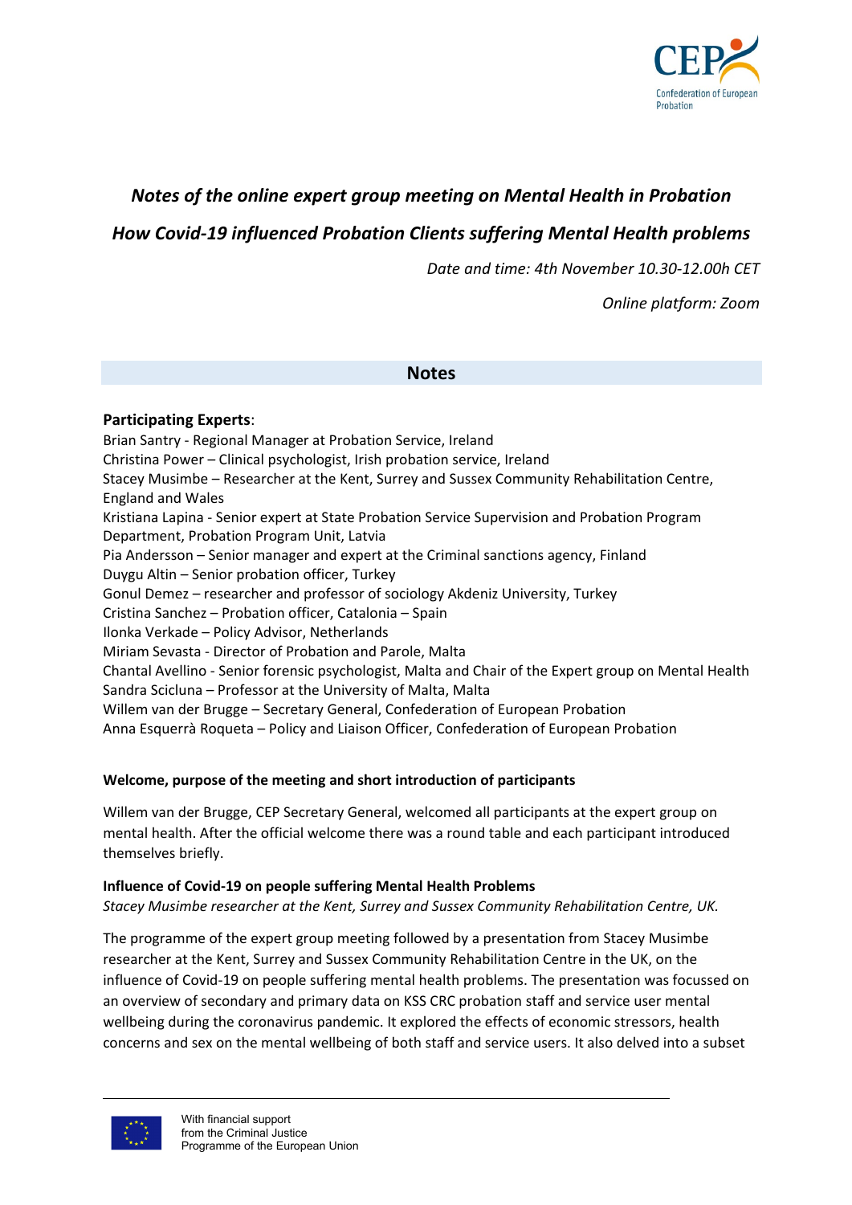*Notes of the online expert group meeting on Mental Health in Probation*

*How Covid-19 influenced Probation Clients suffering Mental Health problems*

*Date and time: 4th November 10.30-12.00h CET*

*Online platform: Zoom*

## Notes

**Participating Experts**:

Brian Santry - Regional Manager at Probation Service, Ireland
Christina Power – Clinical psychologist, Irish probation service, Ireland
Stacey Musimbe – Researcher at the Kent, Surrey and Sussex Community Rehabilitation Centre, England and Wales
Kristiana Lapina - Senior expert at State Probation Service Supervision and Probation Program Department, Probation Program Unit, Latvia
Pia Andersson – Senior manager and expert at the Criminal sanctions agency, Finland
Duygu Altin – Senior probation officer, Turkey
Gonul Demez – researcher and professor of sociology Akdeniz University, Turkey
Cristina Sanchez – Probation officer, Catalonia – Spain
Ilonka Verkade – Policy Advisor, Netherlands
Miriam Sevasta - Director of Probation and Parole, Malta
Chantal Avellino - Senior forensic psychologist, Malta and Chair of the Expert group on Mental Health
Sandra Scicluna – Professor at the University of Malta, Malta
Willem van der Brugge – Secretary General, Confederation of European Probation
Anna Esquerrà Roqueta – Policy and Liaison Officer, Confederation of European Probation

**Welcome, purpose of the meeting and short introduction of participants**

Willem van der Brugge, CEP Secretary General, welcomed all participants at the expert group on mental health. After the official welcome there was a round table and each participant introduced themselves briefly.

**Influence of Covid-19 on people suffering Mental Health Problems**

*Stacey Musimbe researcher at the Kent, Surrey and Sussex Community Rehabilitation Centre, UK.*

The programme of the expert group meeting followed by a presentation from Stacey Musimbe researcher at the Kent, Surrey and Sussex Community Rehabilitation Centre in the UK, on the influence of Covid-19 on people suffering mental health problems. The presentation was focussed on an overview of secondary and primary data on KSS CRC probation staff and service user mental wellbeing during the coronavirus pandemic. It explored the effects of economic stressors, health concerns and sex on the mental wellbeing of both staff and service users. It also delved into a subset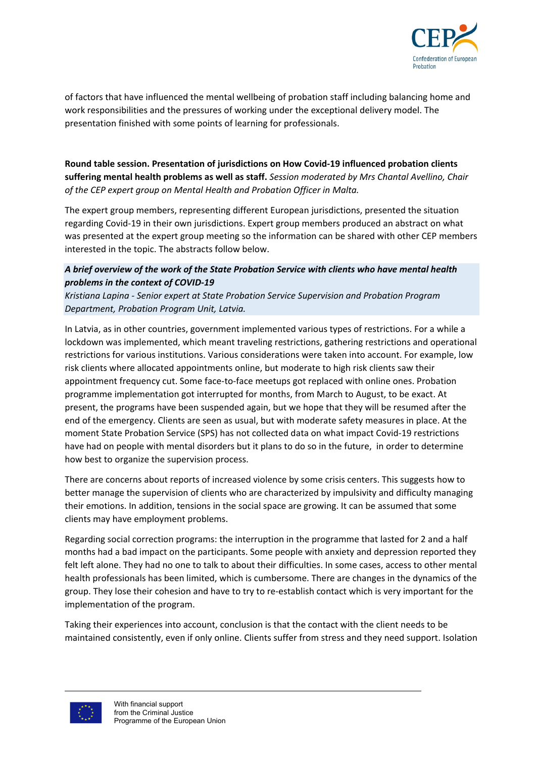of factors that have influenced the mental wellbeing of probation staff including balancing home and work responsibilities and the pressures of working under the exceptional delivery model. The presentation finished with some points of learning for professionals.

**Round table session. Presentation of jurisdictions on How Covid-19 influenced probation clients suffering mental health problems as well as staff.** *Session moderated by Mrs Chantal Avellino, Chair of the CEP expert group on Mental Health and Probation Officer in Malta.*

The expert group members, representing different European jurisdictions, presented the situation regarding Covid-19 in their own jurisdictions. Expert group members produced an abstract on what was presented at the expert group meeting so the information can be shared with other CEP members interested in the topic. The abstracts follow below.

***A brief overview of the work of the State Probation Service with clients who have mental health problems in the context of COVID-19***

*Kristiana Lapina - Senior expert at State Probation Service Supervision and Probation Program Department, Probation Program Unit, Latvia.*

In Latvia, as in other countries, government implemented various types of restrictions. For a while a lockdown was implemented, which meant traveling restrictions, gathering restrictions and operational restrictions for various institutions. Various considerations were taken into account. For example, low risk clients where allocated appointments online, but moderate to high risk clients saw their appointment frequency cut. Some face-to-face meetups got replaced with online ones. Probation programme implementation got interrupted for months, from March to August, to be exact. At present, the programs have been suspended again, but we hope that they will be resumed after the end of the emergency. Clients are seen as usual, but with moderate safety measures in place. At the moment State Probation Service (SPS) has not collected data on what impact Covid-19 restrictions have had on people with mental disorders but it plans to do so in the future, in order to determine how best to organize the supervision process.

There are concerns about reports of increased violence by some crisis centers. This suggests how to better manage the supervision of clients who are characterized by impulsivity and difficulty managing their emotions. In addition, tensions in the social space are growing. It can be assumed that some clients may have employment problems.

Regarding social correction programs: the interruption in the programme that lasted for 2 and a half months had a bad impact on the participants. Some people with anxiety and depression reported they felt left alone. They had no one to talk to about their difficulties. In some cases, access to other mental health professionals has been limited, which is cumbersome. There are changes in the dynamics of the group. They lose their cohesion and have to try to re-establish contact which is very important for the implementation of the program.

Taking their experiences into account, conclusion is that the contact with the client needs to be maintained consistently, even if only online. Clients suffer from stress and they need support. Isolation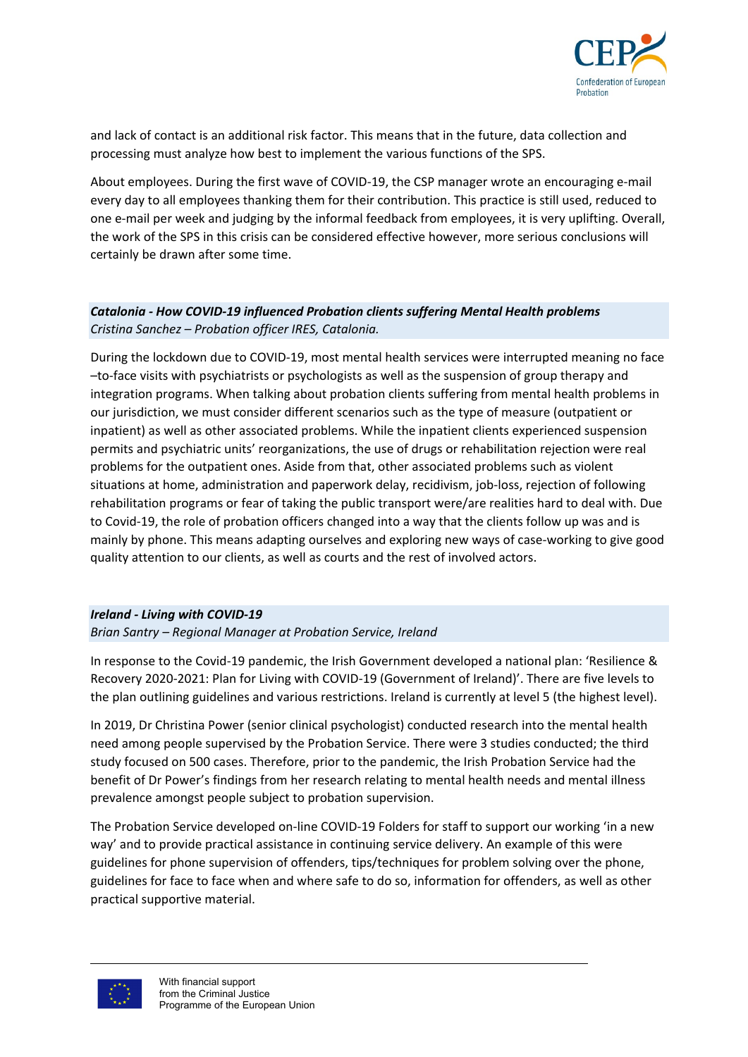and lack of contact is an additional risk factor. This means that in the future, data collection and processing must analyze how best to implement the various functions of the SPS.

About employees. During the first wave of COVID-19, the CSP manager wrote an encouraging e-mail every day to all employees thanking them for their contribution. This practice is still used, reduced to one e-mail per week and judging by the informal feedback from employees, it is very uplifting. Overall, the work of the SPS in this crisis can be considered effective however, more serious conclusions will certainly be drawn after some time.

### *Catalonia - How COVID-19 influenced Probation clients suffering Mental Health problems*

*Cristina Sanchez – Probation officer IRES, Catalonia.*

During the lockdown due to COVID-19, most mental health services were interrupted meaning no face –to-face visits with psychiatrists or psychologists as well as the suspension of group therapy and integration programs. When talking about probation clients suffering from mental health problems in our jurisdiction, we must consider different scenarios such as the type of measure (outpatient or inpatient) as well as other associated problems. While the inpatient clients experienced suspension permits and psychiatric units' reorganizations, the use of drugs or rehabilitation rejection were real problems for the outpatient ones. Aside from that, other associated problems such as violent situations at home, administration and paperwork delay, recidivism, job-loss, rejection of following rehabilitation programs or fear of taking the public transport were/are realities hard to deal with. Due to Covid-19, the role of probation officers changed into a way that the clients follow up was and is mainly by phone. This means adapting ourselves and exploring new ways of case-working to give good quality attention to our clients, as well as courts and the rest of involved actors.

### *Ireland - Living with COVID-19*

*Brian Santry – Regional Manager at Probation Service, Ireland*

In response to the Covid-19 pandemic, the Irish Government developed a national plan: 'Resilience & Recovery 2020-2021: Plan for Living with COVID-19 (Government of Ireland)'. There are five levels to the plan outlining guidelines and various restrictions. Ireland is currently at level 5 (the highest level).

In 2019, Dr Christina Power (senior clinical psychologist) conducted research into the mental health need among people supervised by the Probation Service. There were 3 studies conducted; the third study focused on 500 cases. Therefore, prior to the pandemic, the Irish Probation Service had the benefit of Dr Power's findings from her research relating to mental health needs and mental illness prevalence amongst people subject to probation supervision.

The Probation Service developed on-line COVID-19 Folders for staff to support our working 'in a new way' and to provide practical assistance in continuing service delivery. An example of this were guidelines for phone supervision of offenders, tips/techniques for problem solving over the phone, guidelines for face to face when and where safe to do so, information for offenders, as well as other practical supportive material.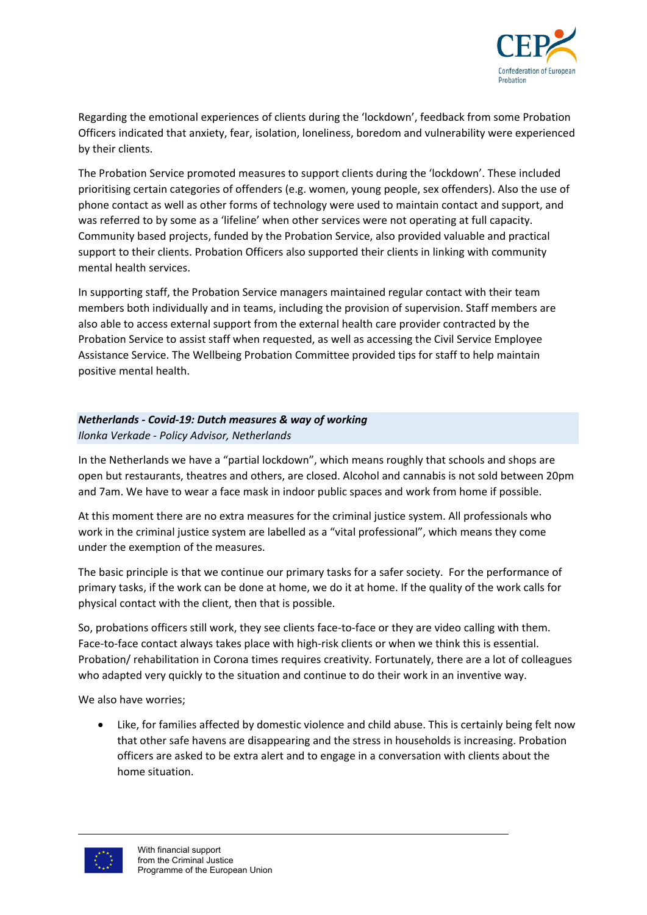Regarding the emotional experiences of clients during the 'lockdown', feedback from some Probation Officers indicated that anxiety, fear, isolation, loneliness, boredom and vulnerability were experienced by their clients.

The Probation Service promoted measures to support clients during the 'lockdown'. These included prioritising certain categories of offenders (e.g. women, young people, sex offenders). Also the use of phone contact as well as other forms of technology were used to maintain contact and support, and was referred to by some as a 'lifeline' when other services were not operating at full capacity. Community based projects, funded by the Probation Service, also provided valuable and practical support to their clients. Probation Officers also supported their clients in linking with community mental health services.

In supporting staff, the Probation Service managers maintained regular contact with their team members both individually and in teams, including the provision of supervision. Staff members are also able to access external support from the external health care provider contracted by the Probation Service to assist staff when requested, as well as accessing the Civil Service Employee Assistance Service. The Wellbeing Probation Committee provided tips for staff to help maintain positive mental health.

### *Netherlands - Covid-19: Dutch measures & way of working*

*Ilonka Verkade - Policy Advisor, Netherlands*

In the Netherlands we have a "partial lockdown", which means roughly that schools and shops are open but restaurants, theatres and others, are closed. Alcohol and cannabis is not sold between 20pm and 7am. We have to wear a face mask in indoor public spaces and work from home if possible.

At this moment there are no extra measures for the criminal justice system. All professionals who work in the criminal justice system are labelled as a "vital professional", which means they come under the exemption of the measures.

The basic principle is that we continue our primary tasks for a safer society. For the performance of primary tasks, if the work can be done at home, we do it at home. If the quality of the work calls for physical contact with the client, then that is possible.

So, probations officers still work, they see clients face-to-face or they are video calling with them. Face-to-face contact always takes place with high-risk clients or when we think this is essential. Probation/ rehabilitation in Corona times requires creativity. Fortunately, there are a lot of colleagues who adapted very quickly to the situation and continue to do their work in an inventive way.

We also have worries;

- Like, for families affected by domestic violence and child abuse. This is certainly being felt now that other safe havens are disappearing and the stress in households is increasing. Probation officers are asked to be extra alert and to engage in a conversation with clients about the home situation.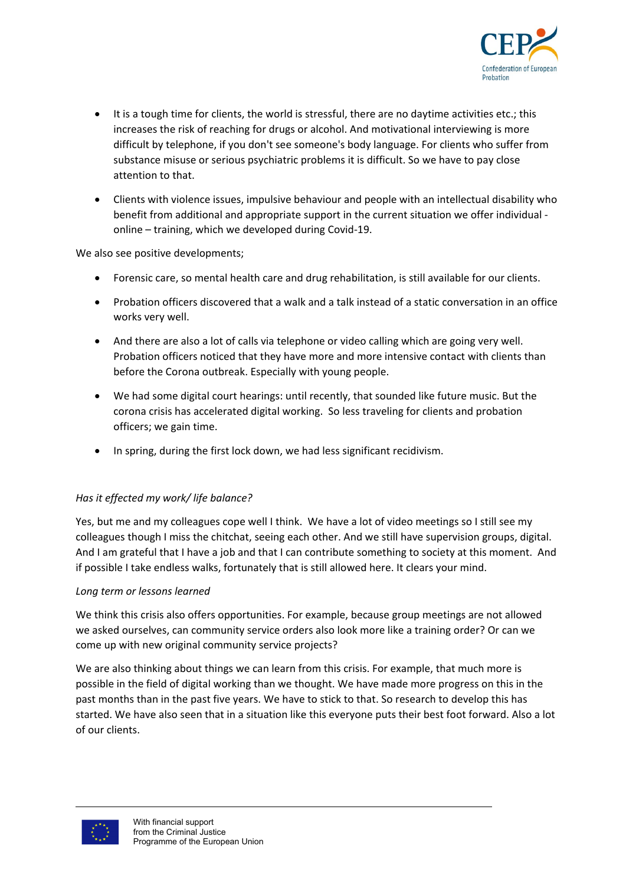- It is a tough time for clients, the world is stressful, there are no daytime activities etc.; this increases the risk of reaching for drugs or alcohol. And motivational interviewing is more difficult by telephone, if you don't see someone's body language. For clients who suffer from substance misuse or serious psychiatric problems it is difficult. So we have to pay close attention to that.
- Clients with violence issues, impulsive behaviour and people with an intellectual disability who benefit from additional and appropriate support in the current situation we offer individual - online – training, which we developed during Covid-19.

We also see positive developments;

- Forensic care, so mental health care and drug rehabilitation, is still available for our clients.
- Probation officers discovered that a walk and a talk instead of a static conversation in an office works very well.
- And there are also a lot of calls via telephone or video calling which are going very well. Probation officers noticed that they have more and more intensive contact with clients than before the Corona outbreak. Especially with young people.
- We had some digital court hearings: until recently, that sounded like future music. But the corona crisis has accelerated digital working. So less traveling for clients and probation officers; we gain time.
- In spring, during the first lock down, we had less significant recidivism.

*Has it effected my work/ life balance?*

Yes, but me and my colleagues cope well I think. We have a lot of video meetings so I still see my colleagues though I miss the chitchat, seeing each other. And we still have supervision groups, digital. And I am grateful that I have a job and that I can contribute something to society at this moment. And if possible I take endless walks, fortunately that is still allowed here. It clears your mind.

*Long term or lessons learned*

We think this crisis also offers opportunities. For example, because group meetings are not allowed we asked ourselves, can community service orders also look more like a training order? Or can we come up with new original community service projects?

We are also thinking about things we can learn from this crisis. For example, that much more is possible in the field of digital working than we thought. We have made more progress on this in the past months than in the past five years. We have to stick to that. So research to develop this has started. We have also seen that in a situation like this everyone puts their best foot forward. Also a lot of our clients.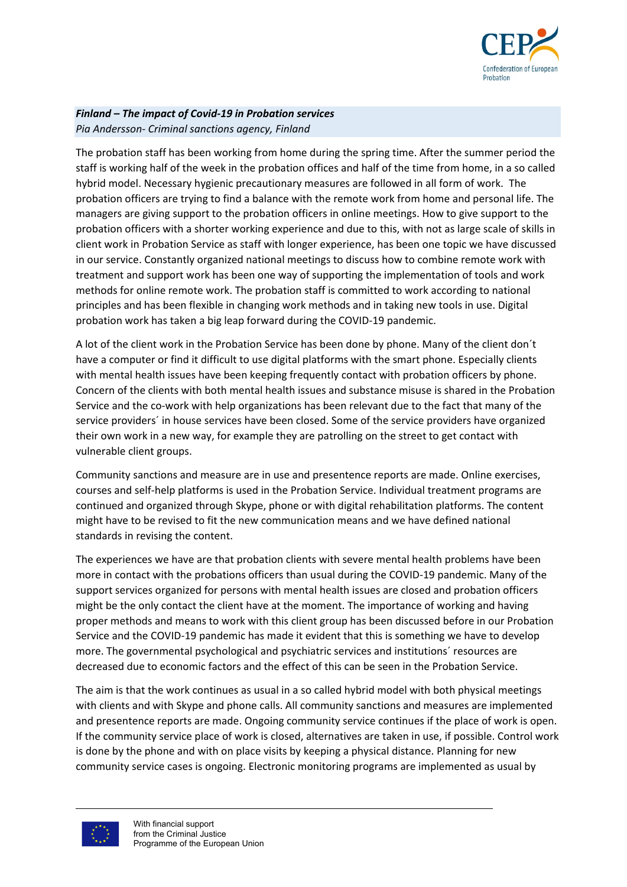***Finland – The impact of Covid-19 in Probation services***
*Pia Andersson- Criminal sanctions agency, Finland*

The probation staff has been working from home during the spring time. After the summer period the staff is working half of the week in the probation offices and half of the time from home, in a so called hybrid model. Necessary hygienic precautionary measures are followed in all form of work. The probation officers are trying to find a balance with the remote work from home and personal life. The managers are giving support to the probation officers in online meetings. How to give support to the probation officers with a shorter working experience and due to this, with not as large scale of skills in client work in Probation Service as staff with longer experience, has been one topic we have discussed in our service. Constantly organized national meetings to discuss how to combine remote work with treatment and support work has been one way of supporting the implementation of tools and work methods for online remote work. The probation staff is committed to work according to national principles and has been flexible in changing work methods and in taking new tools in use. Digital probation work has taken a big leap forward during the COVID-19 pandemic.

A lot of the client work in the Probation Service has been done by phone. Many of the client don´t have a computer or find it difficult to use digital platforms with the smart phone. Especially clients with mental health issues have been keeping frequently contact with probation officers by phone. Concern of the clients with both mental health issues and substance misuse is shared in the Probation Service and the co-work with help organizations has been relevant due to the fact that many of the service providers´ in house services have been closed. Some of the service providers have organized their own work in a new way, for example they are patrolling on the street to get contact with vulnerable client groups.

Community sanctions and measure are in use and presentence reports are made. Online exercises, courses and self-help platforms is used in the Probation Service. Individual treatment programs are continued and organized through Skype, phone or with digital rehabilitation platforms. The content might have to be revised to fit the new communication means and we have defined national standards in revising the content.

The experiences we have are that probation clients with severe mental health problems have been more in contact with the probations officers than usual during the COVID-19 pandemic. Many of the support services organized for persons with mental health issues are closed and probation officers might be the only contact the client have at the moment. The importance of working and having proper methods and means to work with this client group has been discussed before in our Probation Service and the COVID-19 pandemic has made it evident that this is something we have to develop more. The governmental psychological and psychiatric services and institutions´ resources are decreased due to economic factors and the effect of this can be seen in the Probation Service.

The aim is that the work continues as usual in a so called hybrid model with both physical meetings with clients and with Skype and phone calls. All community sanctions and measures are implemented and presentence reports are made. Ongoing community service continues if the place of work is open. If the community service place of work is closed, alternatives are taken in use, if possible. Control work is done by the phone and with on place visits by keeping a physical distance. Planning for new community service cases is ongoing. Electronic monitoring programs are implemented as usual by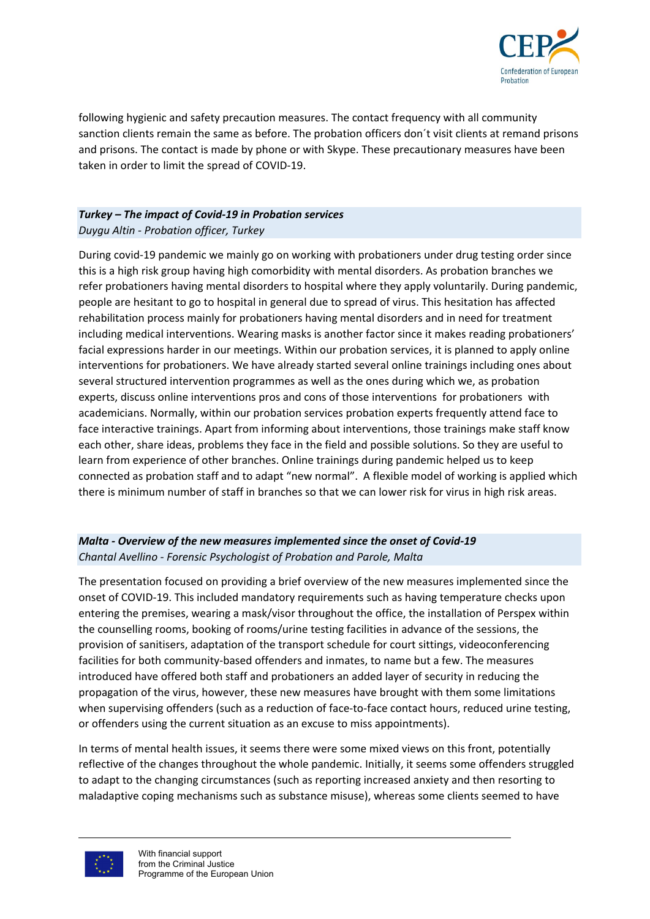following hygienic and safety precaution measures. The contact frequency with all community sanction clients remain the same as before. The probation officers don´t visit clients at remand prisons and prisons. The contact is made by phone or with Skype. These precautionary measures have been taken in order to limit the spread of COVID-19.

### *Turkey – The impact of Covid-19 in Probation services*

*Duygu Altin - Probation officer, Turkey*

During covid-19 pandemic we mainly go on working with probationers under drug testing order since this is a high risk group having high comorbidity with mental disorders. As probation branches we refer probationers having mental disorders to hospital where they apply voluntarily. During pandemic, people are hesitant to go to hospital in general due to spread of virus. This hesitation has affected rehabilitation process mainly for probationers having mental disorders and in need for treatment including medical interventions. Wearing masks is another factor since it makes reading probationers' facial expressions harder in our meetings. Within our probation services, it is planned to apply online interventions for probationers. We have already started several online trainings including ones about several structured intervention programmes as well as the ones during which we, as probation experts, discuss online interventions pros and cons of those interventions for probationers with academicians. Normally, within our probation services probation experts frequently attend face to face interactive trainings. Apart from informing about interventions, those trainings make staff know each other, share ideas, problems they face in the field and possible solutions. So they are useful to learn from experience of other branches. Online trainings during pandemic helped us to keep connected as probation staff and to adapt "new normal". A flexible model of working is applied which there is minimum number of staff in branches so that we can lower risk for virus in high risk areas.

### *Malta - Overview of the new measures implemented since the onset of Covid-19*

*Chantal Avellino - Forensic Psychologist of Probation and Parole, Malta*

The presentation focused on providing a brief overview of the new measures implemented since the onset of COVID-19. This included mandatory requirements such as having temperature checks upon entering the premises, wearing a mask/visor throughout the office, the installation of Perspex within the counselling rooms, booking of rooms/urine testing facilities in advance of the sessions, the provision of sanitisers, adaptation of the transport schedule for court sittings, videoconferencing facilities for both community-based offenders and inmates, to name but a few. The measures introduced have offered both staff and probationers an added layer of security in reducing the propagation of the virus, however, these new measures have brought with them some limitations when supervising offenders (such as a reduction of face-to-face contact hours, reduced urine testing, or offenders using the current situation as an excuse to miss appointments).

In terms of mental health issues, it seems there were some mixed views on this front, potentially reflective of the changes throughout the whole pandemic. Initially, it seems some offenders struggled to adapt to the changing circumstances (such as reporting increased anxiety and then resorting to maladaptive coping mechanisms such as substance misuse), whereas some clients seemed to have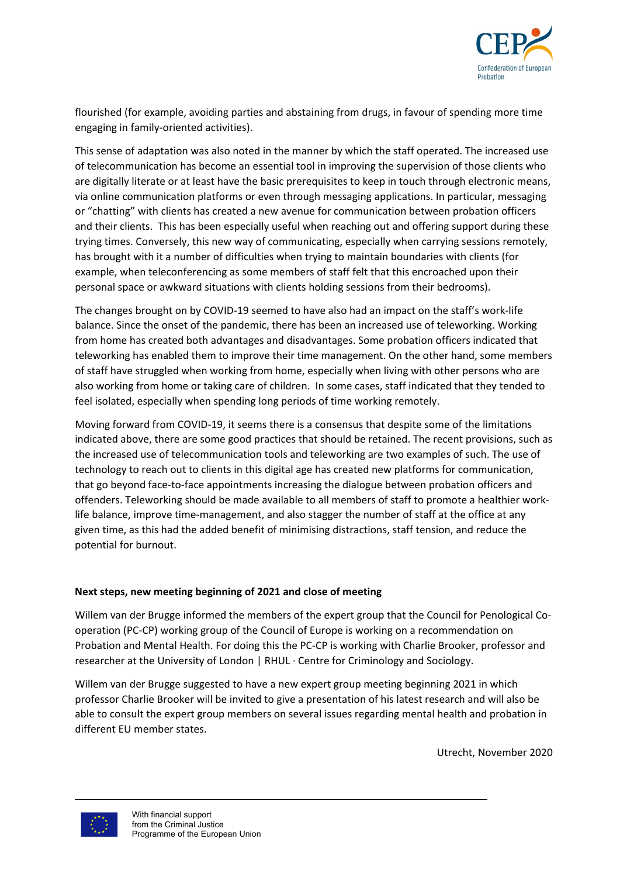flourished (for example, avoiding parties and abstaining from drugs, in favour of spending more time engaging in family-oriented activities).

This sense of adaptation was also noted in the manner by which the staff operated. The increased use of telecommunication has become an essential tool in improving the supervision of those clients who are digitally literate or at least have the basic prerequisites to keep in touch through electronic means, via online communication platforms or even through messaging applications. In particular, messaging or "chatting" with clients has created a new avenue for communication between probation officers and their clients. This has been especially useful when reaching out and offering support during these trying times. Conversely, this new way of communicating, especially when carrying sessions remotely, has brought with it a number of difficulties when trying to maintain boundaries with clients (for example, when teleconferencing as some members of staff felt that this encroached upon their personal space or awkward situations with clients holding sessions from their bedrooms).

The changes brought on by COVID-19 seemed to have also had an impact on the staff's work-life balance. Since the onset of the pandemic, there has been an increased use of teleworking. Working from home has created both advantages and disadvantages. Some probation officers indicated that teleworking has enabled them to improve their time management. On the other hand, some members of staff have struggled when working from home, especially when living with other persons who are also working from home or taking care of children. In some cases, staff indicated that they tended to feel isolated, especially when spending long periods of time working remotely.

Moving forward from COVID-19, it seems there is a consensus that despite some of the limitations indicated above, there are some good practices that should be retained. The recent provisions, such as the increased use of telecommunication tools and teleworking are two examples of such. The use of technology to reach out to clients in this digital age has created new platforms for communication, that go beyond face-to-face appointments increasing the dialogue between probation officers and offenders. Teleworking should be made available to all members of staff to promote a healthier work-life balance, improve time-management, and also stagger the number of staff at the office at any given time, as this had the added benefit of minimising distractions, staff tension, and reduce the potential for burnout.

**Next steps, new meeting beginning of 2021 and close of meeting**

Willem van der Brugge informed the members of the expert group that the Council for Penological Co-operation (PC-CP) working group of the Council of Europe is working on a recommendation on Probation and Mental Health. For doing this the PC-CP is working with Charlie Brooker, professor and researcher at the University of London | RHUL · Centre for Criminology and Sociology.

Willem van der Brugge suggested to have a new expert group meeting beginning 2021 in which professor Charlie Brooker will be invited to give a presentation of his latest research and will also be able to consult the expert group members on several issues regarding mental health and probation in different EU member states.

Utrecht, November 2020